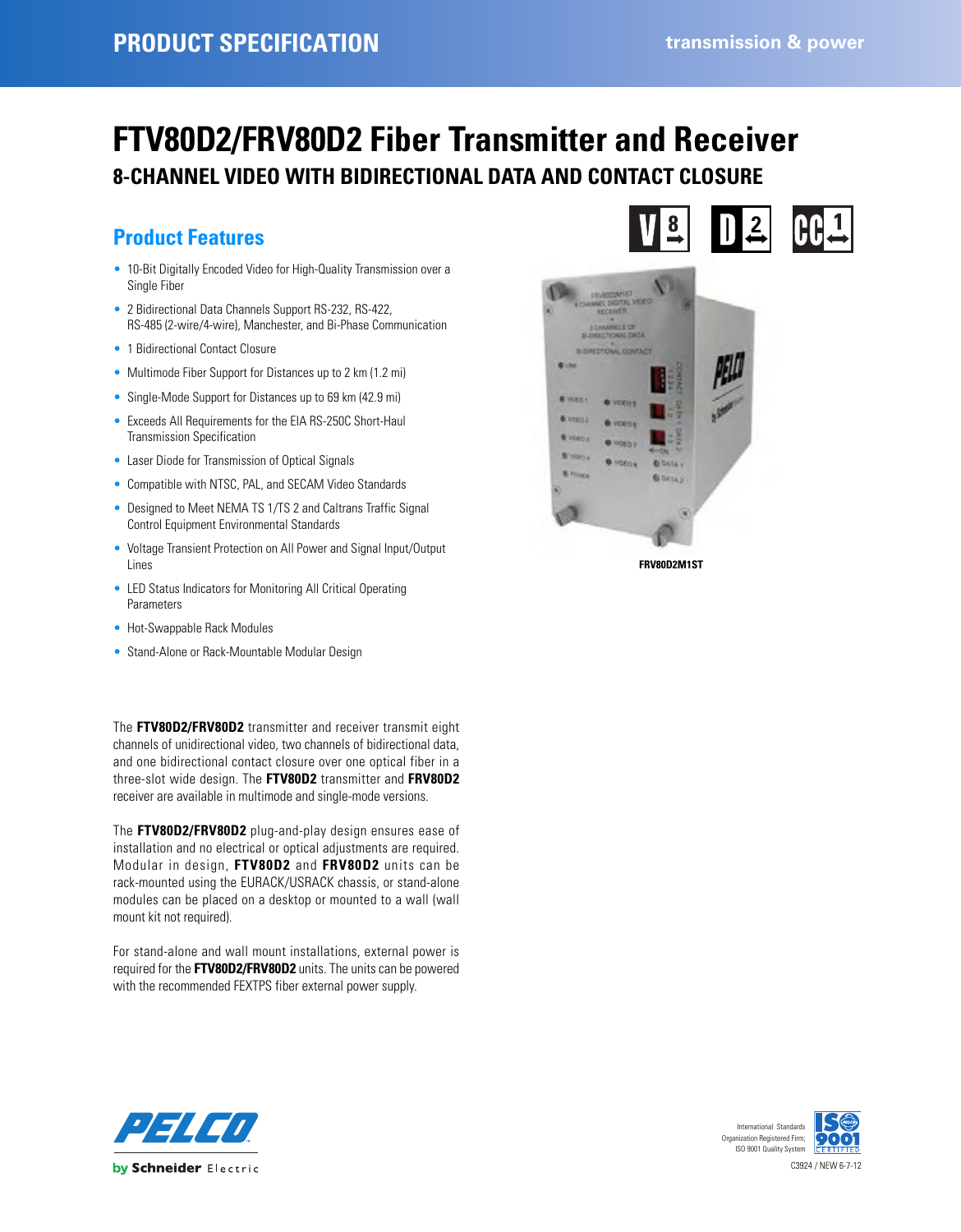PRODUCT SPECIFICATION

transmission & power

# FTV80D2/FRV80D2 Fiber Transmitter and Receiver

## 8-CHANNEL VIDEO WITH BIDIRECTIONAL DATA AND CONTACT CLOSURE

## Product Features

- 10-Bit Digitally Encoded Video for High-Quality Transmission over a Single Fiber
- 2 Bidirectional Data Channels Support RS-232, RS-422, RS-485 (2-wire/4-wire), Manchester, and Bi-Phase Communication
- 1 Bidirectional Contact Closure
- Multimode Fiber Support for Distances up to 2 km (1.2 mi)
- Single-Mode Support for Distances up to 69 km (42.9 mi)
- Exceeds All Requirements for the EIA RS-250C Short-Haul Transmission Specification
- Laser Diode for Transmission of Optical Signals
- Compatible with NTSC, PAL, and SECAM Video Standards
- Designed to Meet NEMA TS 1/TS 2 and Caltrans Traffic Signal Control Equipment Environmental Standards
- Voltage Transient Protection on All Power and Signal Input/Output Lines
- LED Status Indicators for Monitoring All Critical Operating Parameters
- Hot-Swappable Rack Modules
- Stand-Alone or Rack-Mountable Modular Design

FRV80D2M1ST

The **FTV80D2/FRV80D2** transmitter and receiver transmit eight channels of unidirectional video, two channels of bidirectional data, and one bidirectional contact closure over one optical fiber in a three-slot wide design. The **FTV80D2** transmitter and **FRV80D2** receiver are available in multimode and single-mode versions.

The **FTV80D2/FRV80D2** plug-and-play design ensures ease of installation and no electrical or optical adjustments are required. Modular in design, **FTV80D2** and **FRV80D2** units can be rack-mounted using the EURACK/USRACK chassis, or stand-alone modules can be placed on a desktop or mounted to a wall (wall mount kit not required).

For stand-alone and wall mount installations, external power is required for the **FTV80D2/FRV80D2** units. The units can be powered with the recommended FEXTPS fiber external power supply.

International Standards Organization Registered Firm; ISO 9001 Quality System

C3924 / NEW 6-7-12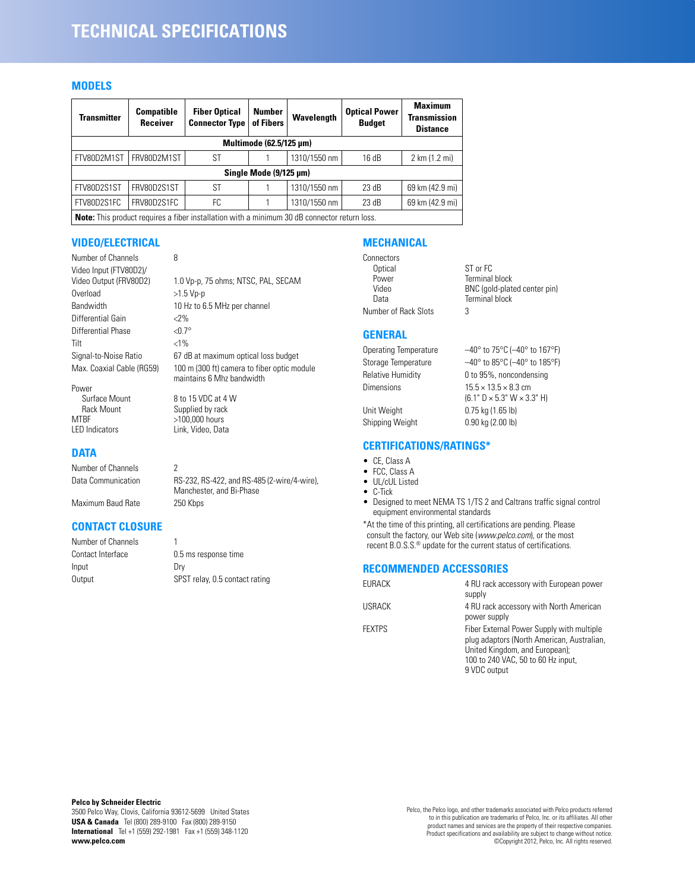# TECHNICAL SPECIFICATIONS

## MODELS

| Transmitter | Compatible Receiver | Fiber Optical Connector Type | Number of Fibers | Wavelength | Optical Power Budget | Maximum Transmission Distance |
|---|---|---|---|---|---|---|
| **Multimode (62.5/125 µm)** | | | | | | |
| FTV80D2M1ST | FRV80D2M1ST | ST | 1 | 1310/1550 nm | 16 dB | 2 km (1.2 mi) |
| **Single Mode (9/125 µm)** | | | | | | |
| FTV80D2S1ST | FRV80D2S1ST | ST | 1 | 1310/1550 nm | 23 dB | 69 km (42.9 mi) |
| FTV80D2S1FC | FRV80D2S1FC | FC | 1 | 1310/1550 nm | 23 dB | 69 km (42.9 mi) |
| **Note:** This product requires a fiber installation with a minimum 30 dB connector return loss. | | | | | | |

## VIDEO/ELECTRICAL

| | |
|---|---|
| Number of Channels | 8 |
| Video Input (FTV80D2)/ Video Output (FRV80D2) | 1.0 Vp-p, 75 ohms; NTSC, PAL, SECAM |
| Overload | >1.5 Vp-p |
| Bandwidth | 10 Hz to 6.5 MHz per channel |
| Differential Gain | <2% |
| Differential Phase | <0.7° |
| Tilt | <1% |
| Signal-to-Noise Ratio | 67 dB at maximum optical loss budget |
| Max. Coaxial Cable (RG59) | 100 m (300 ft) camera to fiber optic module maintains 6 Mhz bandwidth |
| Power | |
| Surface Mount | 8 to 15 VDC at 4 W |
| Rack Mount | Supplied by rack |
| MTBF | >100,000 hours |
| LED Indicators | Link, Video, Data |

## DATA

| | |
|---|---|
| Number of Channels | 2 |
| Data Communication | RS-232, RS-422, and RS-485 (2-wire/4-wire), Manchester, and Bi-Phase |
| Maximum Baud Rate | 250 Kbps |

## CONTACT CLOSURE

| | |
|---|---|
| Number of Channels | 1 |
| Contact Interface | 0.5 ms response time |
| Input | Dry |
| Output | SPST relay, 0.5 contact rating |

## MECHANICAL

| | |
|---|---|
| Connectors | |
| Optical | ST or FC |
| Power | Terminal block |
| Video | BNC (gold-plated center pin) |
| Data | Terminal block |
| Number of Rack Slots | 3 |

## GENERAL

| | |
|---|---|
| Operating Temperature | –40° to 75°C (–40° to 167°F) |
| Storage Temperature | –40° to 85°C (–40° to 185°F) |
| Relative Humidity | 0 to 95%, noncondensing |
| Dimensions | 15.5 × 13.5 × 8.3 cm (6.1" D × 5.3" W × 3.3" H) |
| Unit Weight | 0.75 kg (1.65 lb) |
| Shipping Weight | 0.90 kg (2.00 lb) |

## CERTIFICATIONS/RATINGS*

- CE, Class A
- FCC, Class A
- UL/cUL Listed
- C-Tick
- Designed to meet NEMA TS 1/TS 2 and Caltrans traffic signal control equipment environmental standards

*At the time of this printing, all certifications are pending. Please consult the factory, our Web site (*www.pelco.com*), or the most recent B.O.S.S.® update for the current status of certifications.

## RECOMMENDED ACCESSORIES

| | |
|---|---|
| EURACK | 4 RU rack accessory with European power supply |
| USRACK | 4 RU rack accessory with North American power supply |
| FEXTPS | Fiber External Power Supply with multiple plug adaptors (North American, Australian, United Kingdom, and European); 100 to 240 VAC, 50 to 60 Hz input, 9 VDC output |

**Pelco by Schneider Electric**
3500 Pelco Way, Clovis, California 93612-5699 United States
**USA & Canada** Tel (800) 289-9100 Fax (800) 289-9150
**International** Tel +1 (559) 292-1981 Fax +1 (559) 348-1120
**www.pelco.com**

Pelco, the Pelco logo, and other trademarks associated with Pelco products referred to in this publication are trademarks of Pelco, Inc. or its affiliates. All other product names and services are the property of their respective companies. Product specifications and availability are subject to change without notice.
©Copyright 2012, Pelco, Inc. All rights reserved.